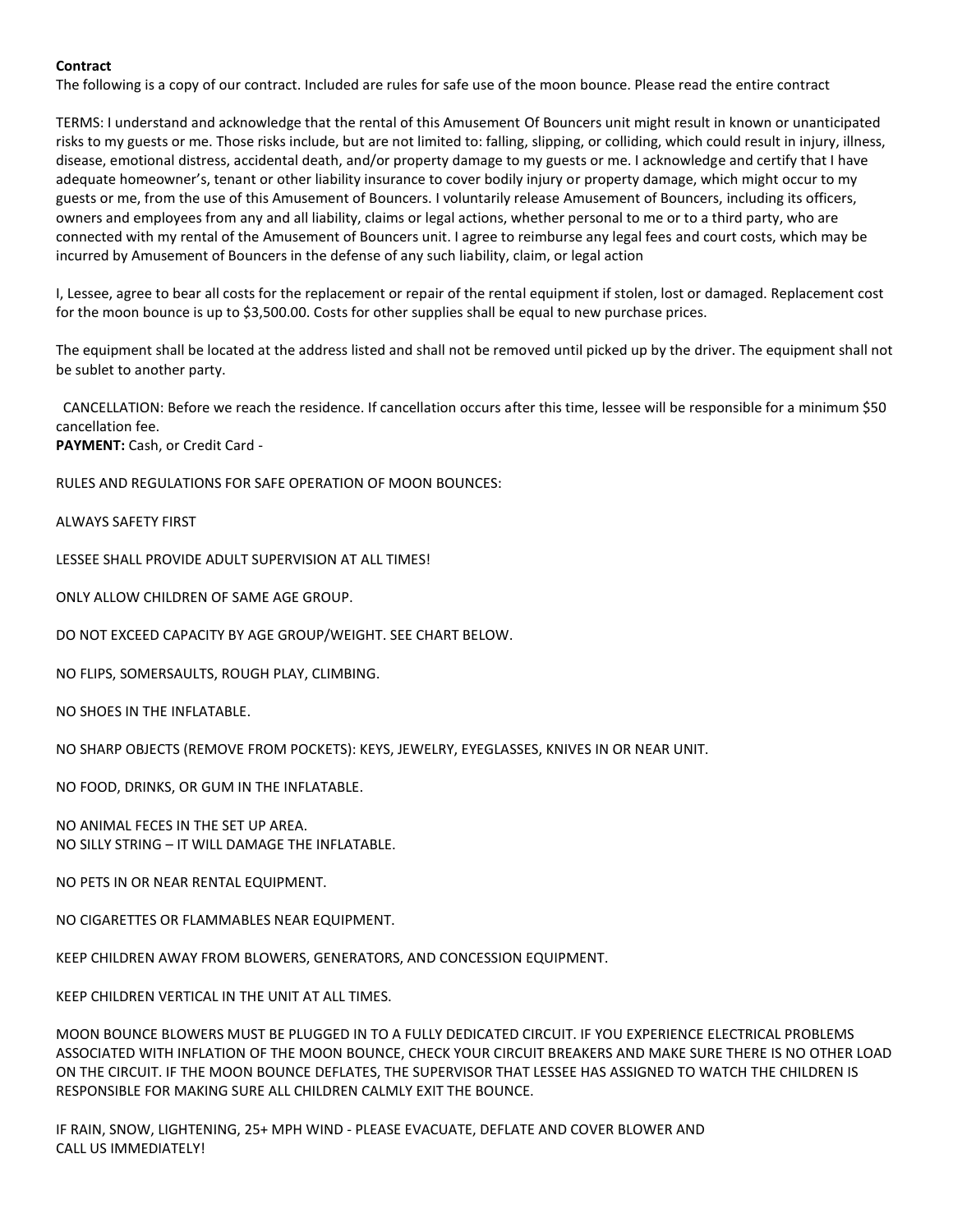**Contract**

The following is a copy of our contract. Included are rules for safe use of the moon bounce. Please read the entire contract

TERMS: I understand and acknowledge that the rental of this Amusement Of Bouncers unit might result in known or unanticipated risks to my guests or me. Those risks include, but are not limited to: falling, slipping, or colliding, which could result in injury, illness, disease, emotional distress, accidental death, and/or property damage to my guests or me. I acknowledge and certify that I have adequate homeowner's, tenant or other liability insurance to cover bodily injury or property damage, which might occur to my guests or me, from the use of this Amusement of Bouncers. I voluntarily release Amusement of Bouncers, including its officers, owners and employees from any and all liability, claims or legal actions, whether personal to me or to a third party, who are connected with my rental of the Amusement of Bouncers unit. I agree to reimburse any legal fees and court costs, which may be incurred by Amusement of Bouncers in the defense of any such liability, claim, or legal action

I, Lessee, agree to bear all costs for the replacement or repair of the rental equipment if stolen, lost or damaged. Replacement cost for the moon bounce is up to $3,500.00. Costs for other supplies shall be equal to new purchase prices.

The equipment shall be located at the address listed and shall not be removed until picked up by the driver. The equipment shall not be sublet to another party.

CANCELLATION: Before we reach the residence. If cancellation occurs after this time, lessee will be responsible for a minimum $50 cancellation fee.

**PAYMENT:** Cash, or Credit Card -

RULES AND REGULATIONS FOR SAFE OPERATION OF MOON BOUNCES:

ALWAYS SAFETY FIRST

LESSEE SHALL PROVIDE ADULT SUPERVISION AT ALL TIMES!

ONLY ALLOW CHILDREN OF SAME AGE GROUP.

DO NOT EXCEED CAPACITY BY AGE GROUP/WEIGHT. SEE CHART BELOW.

NO FLIPS, SOMERSAULTS, ROUGH PLAY, CLIMBING.

NO SHOES IN THE INFLATABLE.

NO SHARP OBJECTS (REMOVE FROM POCKETS): KEYS, JEWELRY, EYEGLASSES, KNIVES IN OR NEAR UNIT.

NO FOOD, DRINKS, OR GUM IN THE INFLATABLE.

NO ANIMAL FECES IN THE SET UP AREA.
NO SILLY STRING – IT WILL DAMAGE THE INFLATABLE.

NO PETS IN OR NEAR RENTAL EQUIPMENT.

NO CIGARETTES OR FLAMMABLES NEAR EQUIPMENT.

KEEP CHILDREN AWAY FROM BLOWERS, GENERATORS, AND CONCESSION EQUIPMENT.

KEEP CHILDREN VERTICAL IN THE UNIT AT ALL TIMES.

MOON BOUNCE BLOWERS MUST BE PLUGGED IN TO A FULLY DEDICATED CIRCUIT. IF YOU EXPERIENCE ELECTRICAL PROBLEMS ASSOCIATED WITH INFLATION OF THE MOON BOUNCE, CHECK YOUR CIRCUIT BREAKERS AND MAKE SURE THERE IS NO OTHER LOAD ON THE CIRCUIT. IF THE MOON BOUNCE DEFLATES, THE SUPERVISOR THAT LESSEE HAS ASSIGNED TO WATCH THE CHILDREN IS RESPONSIBLE FOR MAKING SURE ALL CHILDREN CALMLY EXIT THE BOUNCE.

IF RAIN, SNOW, LIGHTENING, 25+ MPH WIND - PLEASE EVACUATE, DEFLATE AND COVER BLOWER AND CALL US IMMEDIATELY!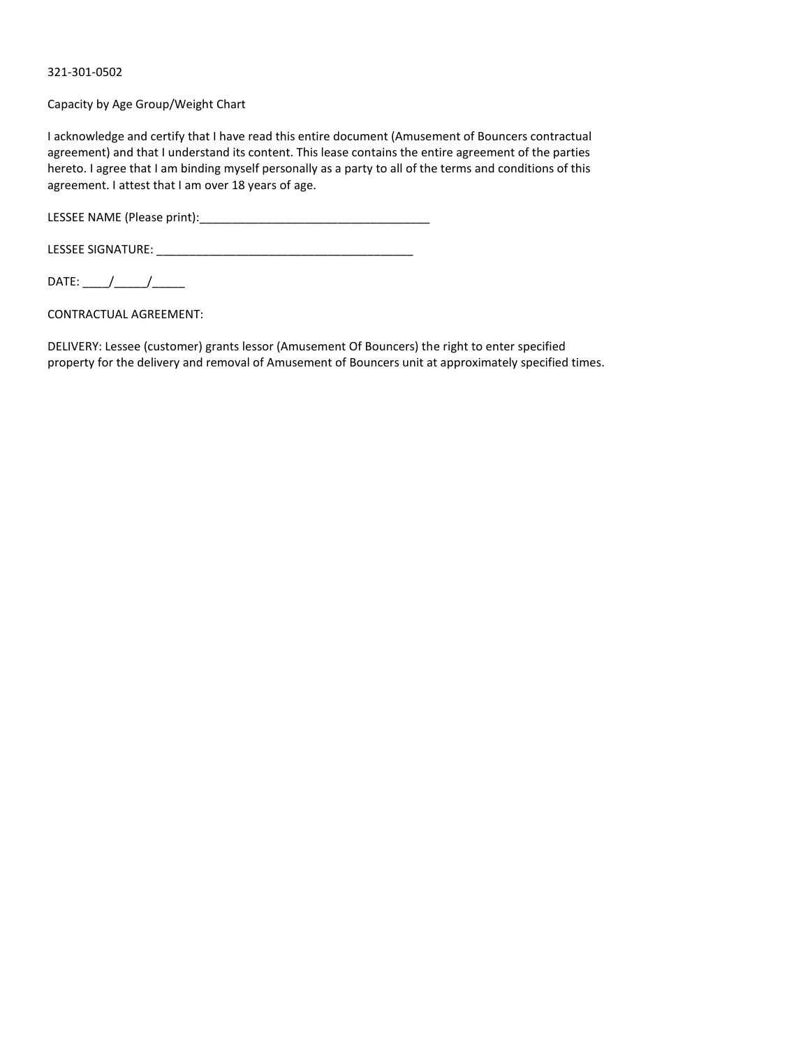321-301-0502

Capacity by Age Group/Weight Chart

I acknowledge and certify that I have read this entire document (Amusement of Bouncers contractual agreement) and that I understand its content. This lease contains the entire agreement of the parties hereto. I agree that I am binding myself personally as a party to all of the terms and conditions of this agreement. I attest that I am over 18 years of age.

LESSEE NAME (Please print):___________________________________

LESSEE SIGNATURE: _______________________________________

DATE: ____/_____/_____

CONTRACTUAL AGREEMENT:

DELIVERY: Lessee (customer) grants lessor (Amusement Of Bouncers) the right to enter specified property for the delivery and removal of Amusement of Bouncers unit at approximately specified times.